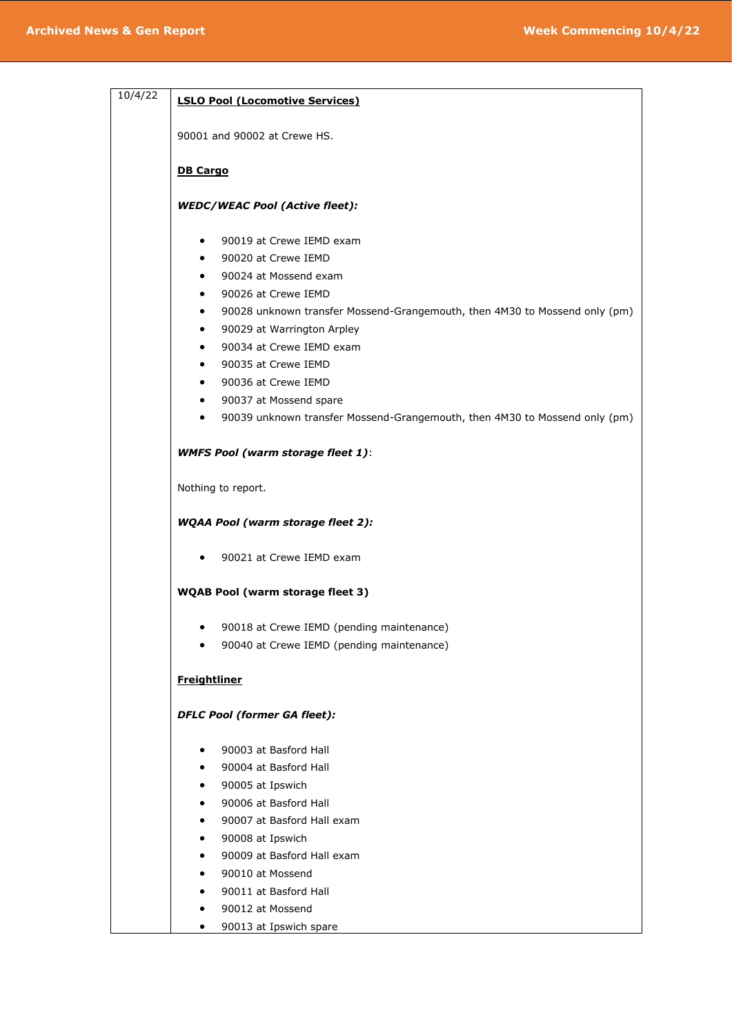| 10/4/22 | **LSLO Pool (Locomotive Services)**<br><br>90001 and 90002 at Crewe HS.<br><br>**DB Cargo**<br><br>***WEDC/WEAC Pool (Active fleet):***<br><br>• 90019 at Crewe IEMD exam<br>• 90020 at Crewe IEMD<br>• 90024 at Mossend exam<br>• 90026 at Crewe IEMD<br>• 90028 unknown transfer Mossend-Grangemouth, then 4M30 to Mossend only (pm)<br>• 90029 at Warrington Arpley<br>• 90034 at Crewe IEMD exam<br>• 90035 at Crewe IEMD<br>• 90036 at Crewe IEMD<br>• 90037 at Mossend spare<br>• 90039 unknown transfer Mossend-Grangemouth, then 4M30 to Mossend only (pm)<br><br>***WMFS Pool (warm storage fleet 1)***:<br><br>Nothing to report.<br><br>***WQAA Pool (warm storage fleet 2):***<br><br>• 90021 at Crewe IEMD exam<br><br>**WQAB Pool (warm storage fleet 3)**<br><br>• 90018 at Crewe IEMD (pending maintenance)<br>• 90040 at Crewe IEMD (pending maintenance)<br><br>**Freightliner**<br><br>***DFLC Pool (former GA fleet):***<br><br>• 90003 at Basford Hall<br>• 90004 at Basford Hall<br>• 90005 at Ipswich<br>• 90006 at Basford Hall<br>• 90007 at Basford Hall exam<br>• 90008 at Ipswich<br>• 90009 at Basford Hall exam<br>• 90010 at Mossend<br>• 90011 at Basford Hall<br>• 90012 at Mossend<br>• 90013 at Ipswich spare |
|---|---|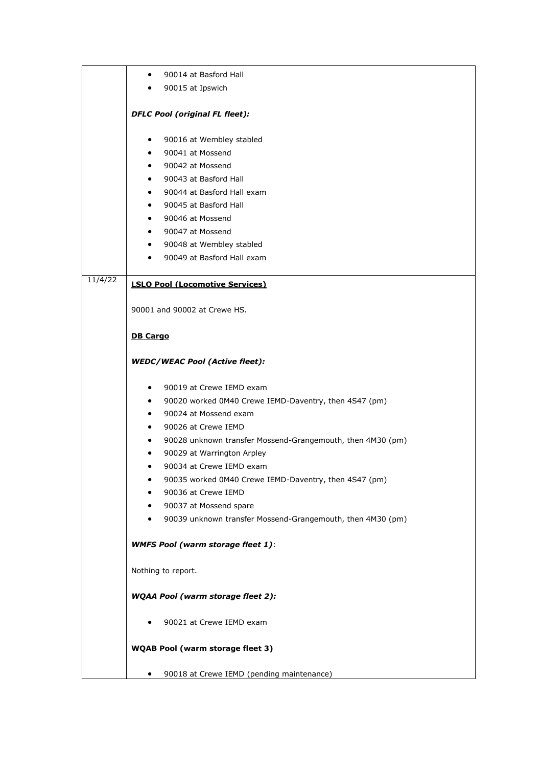| | |
|---|---|
| | • 90014 at Basford Hall<br>• 90015 at Ipswich<br><br>***DFLC Pool (original FL fleet):***<br><br>• 90016 at Wembley stabled<br>• 90041 at Mossend<br>• 90042 at Mossend<br>• 90043 at Basford Hall<br>• 90044 at Basford Hall exam<br>• 90045 at Basford Hall<br>• 90046 at Mossend<br>• 90047 at Mossend<br>• 90048 at Wembley stabled<br>• 90049 at Basford Hall exam |
| 11/4/22 | **LSLO Pool (Locomotive Services)**<br><br>90001 and 90002 at Crewe HS.<br><br>**DB Cargo**<br><br>***WEDC/WEAC Pool (Active fleet):***<br><br>• 90019 at Crewe IEMD exam<br>• 90020 worked 0M40 Crewe IEMD-Daventry, then 4S47 (pm)<br>• 90024 at Mossend exam<br>• 90026 at Crewe IEMD<br>• 90028 unknown transfer Mossend-Grangemouth, then 4M30 (pm)<br>• 90029 at Warrington Arpley<br>• 90034 at Crewe IEMD exam<br>• 90035 worked 0M40 Crewe IEMD-Daventry, then 4S47 (pm)<br>• 90036 at Crewe IEMD<br>• 90037 at Mossend spare<br>• 90039 unknown transfer Mossend-Grangemouth, then 4M30 (pm)<br><br>***WMFS Pool (warm storage fleet 1)***:<br><br>Nothing to report.<br><br>***WQAA Pool (warm storage fleet 2):***<br><br>• 90021 at Crewe IEMD exam<br><br>**WQAB Pool (warm storage fleet 3)**<br><br>• 90018 at Crewe IEMD (pending maintenance) |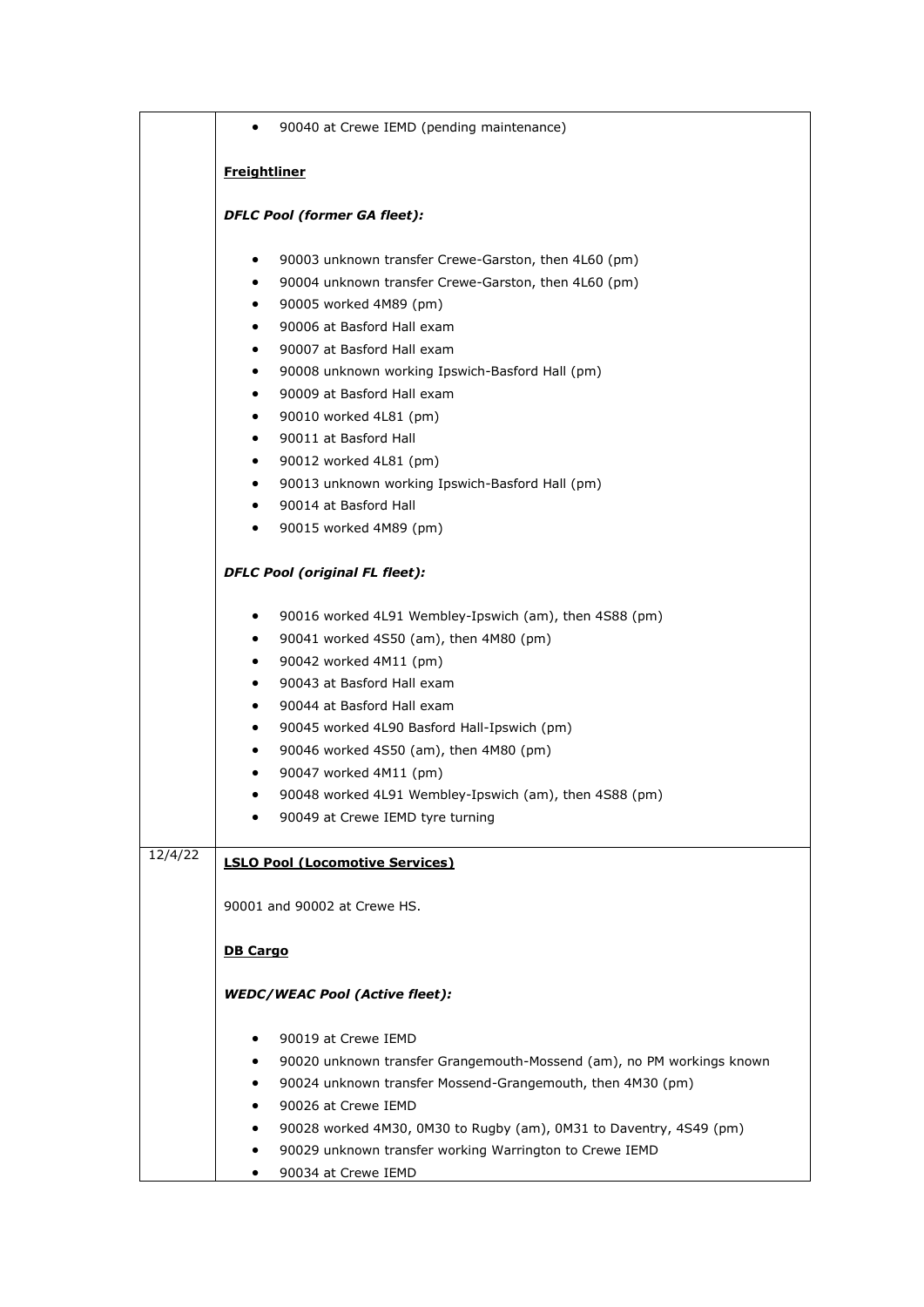| | |
|---|---|
| | • 90040 at Crewe IEMD (pending maintenance)<br><br>**Freightliner**<br><br>***DFLC Pool (former GA fleet):***<br><br>• 90003 unknown transfer Crewe-Garston, then 4L60 (pm)<br>• 90004 unknown transfer Crewe-Garston, then 4L60 (pm)<br>• 90005 worked 4M89 (pm)<br>• 90006 at Basford Hall exam<br>• 90007 at Basford Hall exam<br>• 90008 unknown working Ipswich-Basford Hall (pm)<br>• 90009 at Basford Hall exam<br>• 90010 worked 4L81 (pm)<br>• 90011 at Basford Hall<br>• 90012 worked 4L81 (pm)<br>• 90013 unknown working Ipswich-Basford Hall (pm)<br>• 90014 at Basford Hall<br>• 90015 worked 4M89 (pm)<br><br>***DFLC Pool (original FL fleet):***<br><br>• 90016 worked 4L91 Wembley-Ipswich (am), then 4S88 (pm)<br>• 90041 worked 4S50 (am), then 4M80 (pm)<br>• 90042 worked 4M11 (pm)<br>• 90043 at Basford Hall exam<br>• 90044 at Basford Hall exam<br>• 90045 worked 4L90 Basford Hall-Ipswich (pm)<br>• 90046 worked 4S50 (am), then 4M80 (pm)<br>• 90047 worked 4M11 (pm)<br>• 90048 worked 4L91 Wembley-Ipswich (am), then 4S88 (pm)<br>• 90049 at Crewe IEMD tyre turning |
| 12/4/22 | **LSLO Pool (Locomotive Services)**<br><br>90001 and 90002 at Crewe HS.<br><br>**DB Cargo**<br><br>***WEDC/WEAC Pool (Active fleet):***<br><br>• 90019 at Crewe IEMD<br>• 90020 unknown transfer Grangemouth-Mossend (am), no PM workings known<br>• 90024 unknown transfer Mossend-Grangemouth, then 4M30 (pm)<br>• 90026 at Crewe IEMD<br>• 90028 worked 4M30, 0M30 to Rugby (am), 0M31 to Daventry, 4S49 (pm)<br>• 90029 unknown transfer working Warrington to Crewe IEMD<br>• 90034 at Crewe IEMD |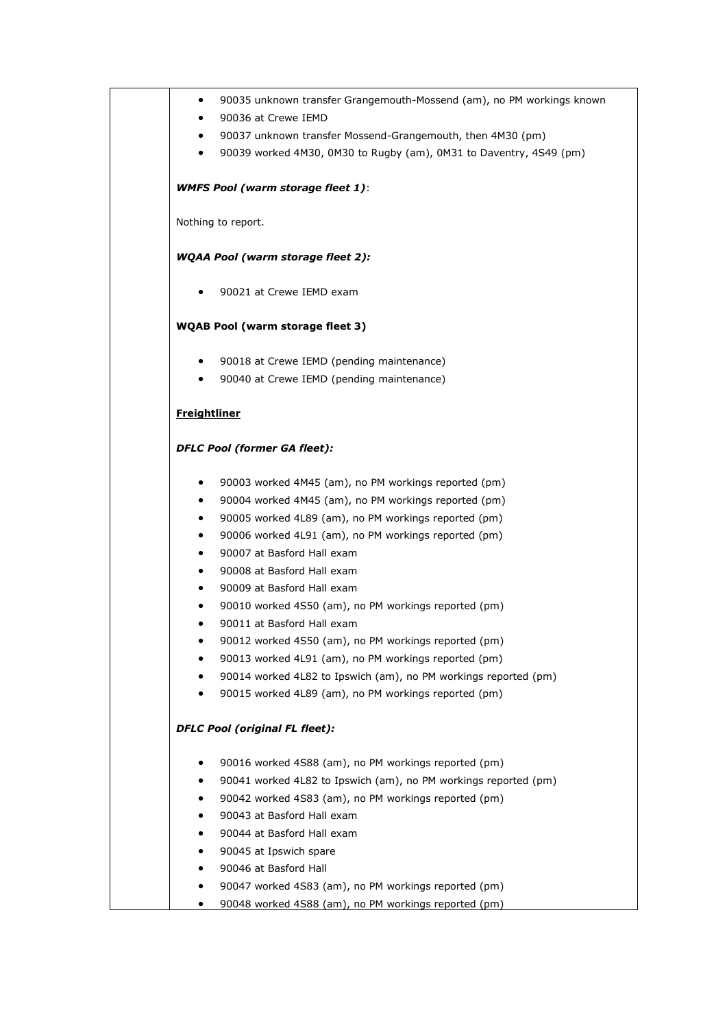- 90035 unknown transfer Grangemouth-Mossend (am), no PM workings known
- 90036 at Crewe IEMD
- 90037 unknown transfer Mossend-Grangemouth, then 4M30 (pm)
- 90039 worked 4M30, 0M30 to Rugby (am), 0M31 to Daventry, 4S49 (pm)

***WMFS Pool (warm storage fleet 1)***:

Nothing to report.

***WQAA Pool (warm storage fleet 2):***

- 90021 at Crewe IEMD exam

**WQAB Pool (warm storage fleet 3)**

- 90018 at Crewe IEMD (pending maintenance)
- 90040 at Crewe IEMD (pending maintenance)

**Freightliner**

***DFLC Pool (former GA fleet):***

- 90003 worked 4M45 (am), no PM workings reported (pm)
- 90004 worked 4M45 (am), no PM workings reported (pm)
- 90005 worked 4L89 (am), no PM workings reported (pm)
- 90006 worked 4L91 (am), no PM workings reported (pm)
- 90007 at Basford Hall exam
- 90008 at Basford Hall exam
- 90009 at Basford Hall exam
- 90010 worked 4S50 (am), no PM workings reported (pm)
- 90011 at Basford Hall exam
- 90012 worked 4S50 (am), no PM workings reported (pm)
- 90013 worked 4L91 (am), no PM workings reported (pm)
- 90014 worked 4L82 to Ipswich (am), no PM workings reported (pm)
- 90015 worked 4L89 (am), no PM workings reported (pm)

***DFLC Pool (original FL fleet):***

- 90016 worked 4S88 (am), no PM workings reported (pm)
- 90041 worked 4L82 to Ipswich (am), no PM workings reported (pm)
- 90042 worked 4S83 (am), no PM workings reported (pm)
- 90043 at Basford Hall exam
- 90044 at Basford Hall exam
- 90045 at Ipswich spare
- 90046 at Basford Hall
- 90047 worked 4S83 (am), no PM workings reported (pm)
- 90048 worked 4S88 (am), no PM workings reported (pm)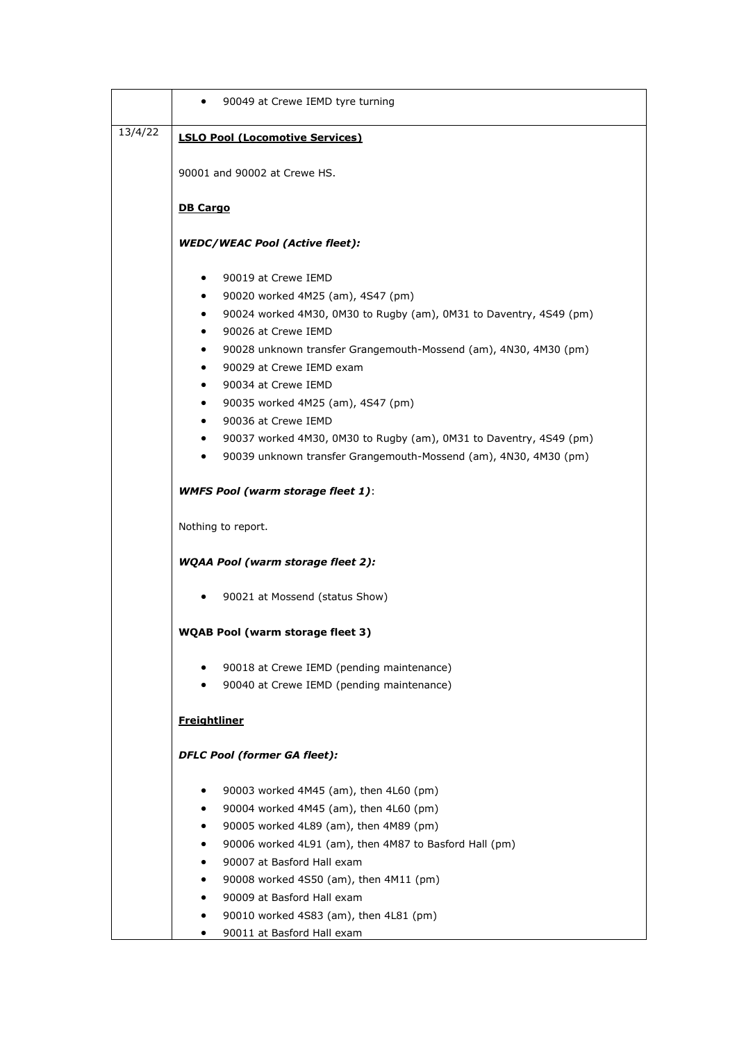| | |
|---|---|
| | • 90049 at Crewe IEMD tyre turning |
| 13/4/22 | **LSLO Pool (Locomotive Services)**<br><br>90001 and 90002 at Crewe HS.<br><br>**DB Cargo**<br><br>***WEDC/WEAC Pool (Active fleet):***<br><br>• 90019 at Crewe IEMD<br>• 90020 worked 4M25 (am), 4S47 (pm)<br>• 90024 worked 4M30, 0M30 to Rugby (am), 0M31 to Daventry, 4S49 (pm)<br>• 90026 at Crewe IEMD<br>• 90028 unknown transfer Grangemouth-Mossend (am), 4N30, 4M30 (pm)<br>• 90029 at Crewe IEMD exam<br>• 90034 at Crewe IEMD<br>• 90035 worked 4M25 (am), 4S47 (pm)<br>• 90036 at Crewe IEMD<br>• 90037 worked 4M30, 0M30 to Rugby (am), 0M31 to Daventry, 4S49 (pm)<br>• 90039 unknown transfer Grangemouth-Mossend (am), 4N30, 4M30 (pm)<br><br>***WMFS Pool (warm storage fleet 1)***:<br><br>Nothing to report.<br><br>***WQAA Pool (warm storage fleet 2):***<br><br>• 90021 at Mossend (status Show)<br><br>**WQAB Pool (warm storage fleet 3)**<br><br>• 90018 at Crewe IEMD (pending maintenance)<br>• 90040 at Crewe IEMD (pending maintenance)<br><br>**Freightliner**<br><br>***DFLC Pool (former GA fleet):***<br><br>• 90003 worked 4M45 (am), then 4L60 (pm)<br>• 90004 worked 4M45 (am), then 4L60 (pm)<br>• 90005 worked 4L89 (am), then 4M89 (pm)<br>• 90006 worked 4L91 (am), then 4M87 to Basford Hall (pm)<br>• 90007 at Basford Hall exam<br>• 90008 worked 4S50 (am), then 4M11 (pm)<br>• 90009 at Basford Hall exam<br>• 90010 worked 4S83 (am), then 4L81 (pm)<br>• 90011 at Basford Hall exam |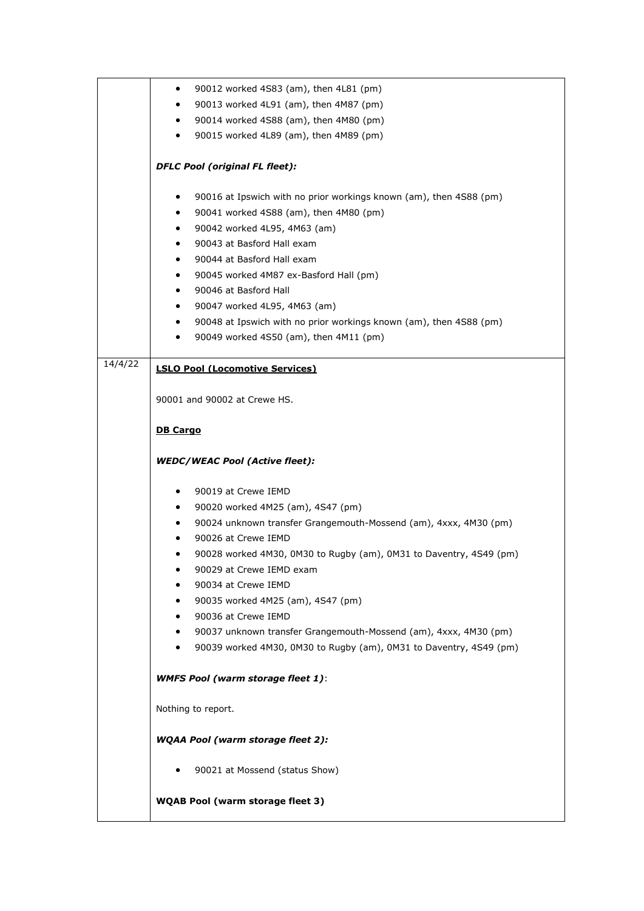| | |
|---|---|
| | • 90012 worked 4S83 (am), then 4L81 (pm)<br>• 90013 worked 4L91 (am), then 4M87 (pm)<br>• 90014 worked 4S88 (am), then 4M80 (pm)<br>• 90015 worked 4L89 (am), then 4M89 (pm)<br><br>***DFLC Pool (original FL fleet):***<br><br>• 90016 at Ipswich with no prior workings known (am), then 4S88 (pm)<br>• 90041 worked 4S88 (am), then 4M80 (pm)<br>• 90042 worked 4L95, 4M63 (am)<br>• 90043 at Basford Hall exam<br>• 90044 at Basford Hall exam<br>• 90045 worked 4M87 ex-Basford Hall (pm)<br>• 90046 at Basford Hall<br>• 90047 worked 4L95, 4M63 (am)<br>• 90048 at Ipswich with no prior workings known (am), then 4S88 (pm)<br>• 90049 worked 4S50 (am), then 4M11 (pm) |
| 14/4/22 | **LSLO Pool (Locomotive Services)**<br><br>90001 and 90002 at Crewe HS.<br><br>**DB Cargo**<br><br>***WEDC/WEAC Pool (Active fleet):***<br><br>• 90019 at Crewe IEMD<br>• 90020 worked 4M25 (am), 4S47 (pm)<br>• 90024 unknown transfer Grangemouth-Mossend (am), 4xxx, 4M30 (pm)<br>• 90026 at Crewe IEMD<br>• 90028 worked 4M30, 0M30 to Rugby (am), 0M31 to Daventry, 4S49 (pm)<br>• 90029 at Crewe IEMD exam<br>• 90034 at Crewe IEMD<br>• 90035 worked 4M25 (am), 4S47 (pm)<br>• 90036 at Crewe IEMD<br>• 90037 unknown transfer Grangemouth-Mossend (am), 4xxx, 4M30 (pm)<br>• 90039 worked 4M30, 0M30 to Rugby (am), 0M31 to Daventry, 4S49 (pm)<br><br>***WMFS Pool (warm storage fleet 1)***:<br><br>Nothing to report.<br><br>***WQAA Pool (warm storage fleet 2):***<br><br>• 90021 at Mossend (status Show)<br><br>**WQAB Pool (warm storage fleet 3)** |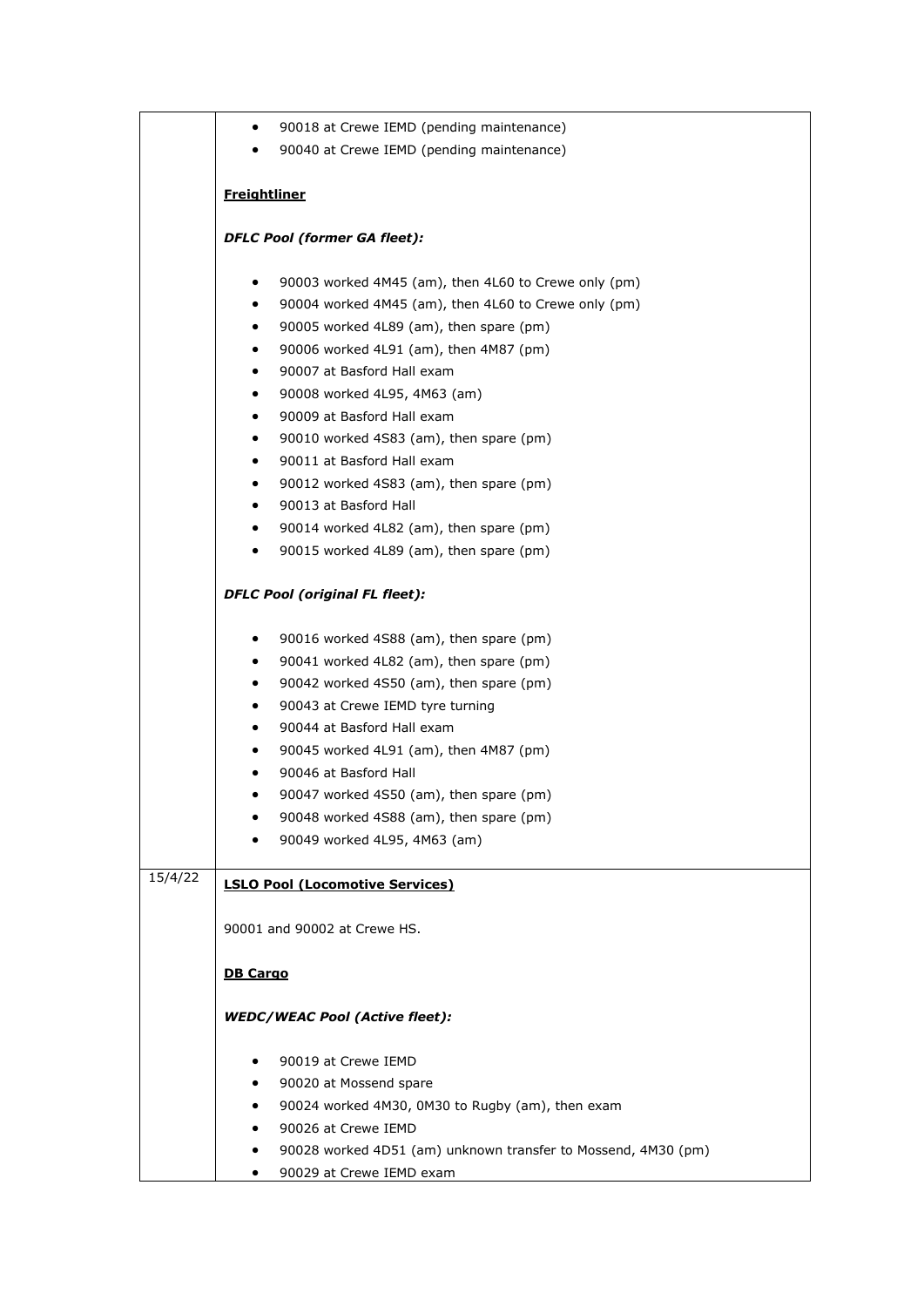| | |
|---|---|
| | • 90018 at Crewe IEMD (pending maintenance)<br>• 90040 at Crewe IEMD (pending maintenance)<br><br>**Freightliner**<br><br>***DFLC Pool (former GA fleet):***<br><br>• 90003 worked 4M45 (am), then 4L60 to Crewe only (pm)<br>• 90004 worked 4M45 (am), then 4L60 to Crewe only (pm)<br>• 90005 worked 4L89 (am), then spare (pm)<br>• 90006 worked 4L91 (am), then 4M87 (pm)<br>• 90007 at Basford Hall exam<br>• 90008 worked 4L95, 4M63 (am)<br>• 90009 at Basford Hall exam<br>• 90010 worked 4S83 (am), then spare (pm)<br>• 90011 at Basford Hall exam<br>• 90012 worked 4S83 (am), then spare (pm)<br>• 90013 at Basford Hall<br>• 90014 worked 4L82 (am), then spare (pm)<br>• 90015 worked 4L89 (am), then spare (pm)<br><br>***DFLC Pool (original FL fleet):***<br><br>• 90016 worked 4S88 (am), then spare (pm)<br>• 90041 worked 4L82 (am), then spare (pm)<br>• 90042 worked 4S50 (am), then spare (pm)<br>• 90043 at Crewe IEMD tyre turning<br>• 90044 at Basford Hall exam<br>• 90045 worked 4L91 (am), then 4M87 (pm)<br>• 90046 at Basford Hall<br>• 90047 worked 4S50 (am), then spare (pm)<br>• 90048 worked 4S88 (am), then spare (pm)<br>• 90049 worked 4L95, 4M63 (am) |
| 15/4/22 | **LSLO Pool (Locomotive Services)**<br><br>90001 and 90002 at Crewe HS.<br><br>**DB Cargo**<br><br>***WEDC/WEAC Pool (Active fleet):***<br><br>• 90019 at Crewe IEMD<br>• 90020 at Mossend spare<br>• 90024 worked 4M30, 0M30 to Rugby (am), then exam<br>• 90026 at Crewe IEMD<br>• 90028 worked 4D51 (am) unknown transfer to Mossend, 4M30 (pm)<br>• 90029 at Crewe IEMD exam |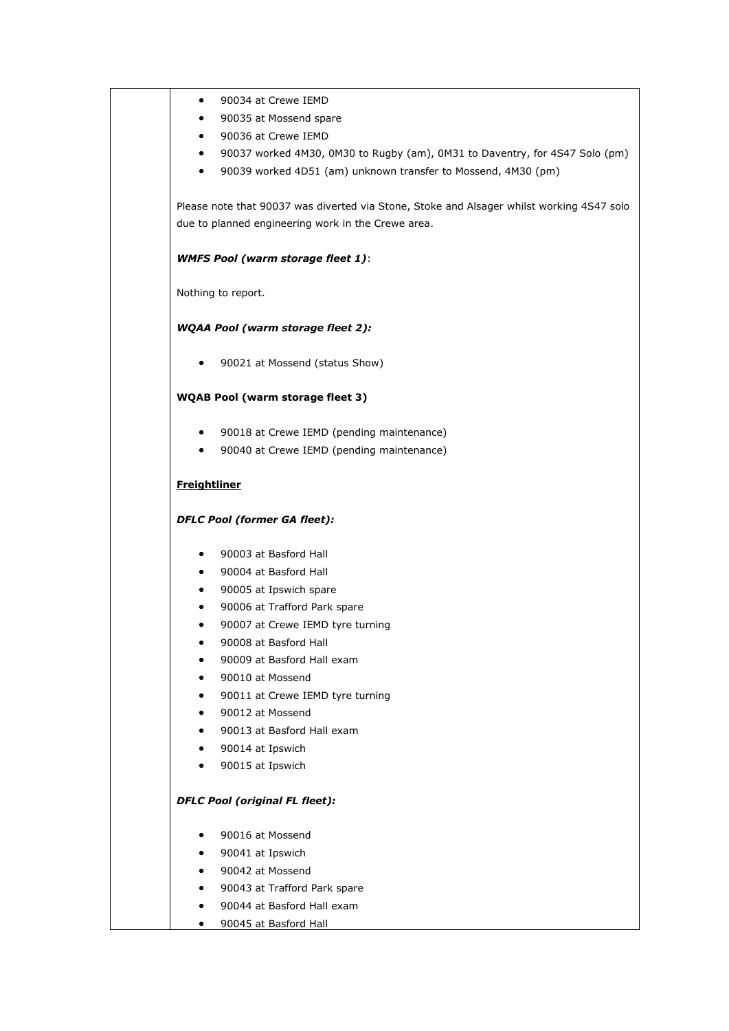- 90034 at Crewe IEMD
- 90035 at Mossend spare
- 90036 at Crewe IEMD
- 90037 worked 4M30, 0M30 to Rugby (am), 0M31 to Daventry, for 4S47 Solo (pm)
- 90039 worked 4D51 (am) unknown transfer to Mossend, 4M30 (pm)

Please note that 90037 was diverted via Stone, Stoke and Alsager whilst working 4S47 solo due to planned engineering work in the Crewe area.

***WMFS Pool (warm storage fleet 1)***:

Nothing to report.

***WQAA Pool (warm storage fleet 2):***

- 90021 at Mossend (status Show)

**WQAB Pool (warm storage fleet 3)**

- 90018 at Crewe IEMD (pending maintenance)
- 90040 at Crewe IEMD (pending maintenance)

**Freightliner**

***DFLC Pool (former GA fleet):***

- 90003 at Basford Hall
- 90004 at Basford Hall
- 90005 at Ipswich spare
- 90006 at Trafford Park spare
- 90007 at Crewe IEMD tyre turning
- 90008 at Basford Hall
- 90009 at Basford Hall exam
- 90010 at Mossend
- 90011 at Crewe IEMD tyre turning
- 90012 at Mossend
- 90013 at Basford Hall exam
- 90014 at Ipswich
- 90015 at Ipswich

***DFLC Pool (original FL fleet):***

- 90016 at Mossend
- 90041 at Ipswich
- 90042 at Mossend
- 90043 at Trafford Park spare
- 90044 at Basford Hall exam
- 90045 at Basford Hall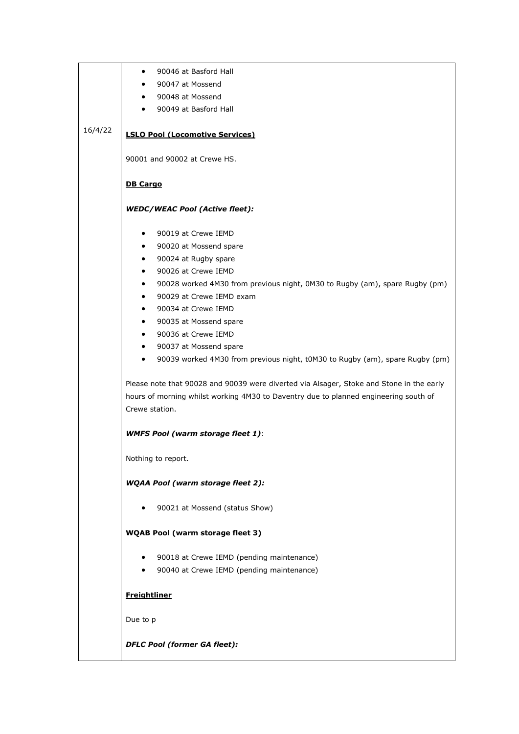| | |
|---|---|
| | • 90046 at Basford Hall<br>• 90047 at Mossend<br>• 90048 at Mossend<br>• 90049 at Basford Hall |
| 16/4/22 | **LSLO Pool (Locomotive Services)**<br><br>90001 and 90002 at Crewe HS.<br><br>**DB Cargo**<br><br>***WEDC/WEAC Pool (Active fleet):***<br><br>• 90019 at Crewe IEMD<br>• 90020 at Mossend spare<br>• 90024 at Rugby spare<br>• 90026 at Crewe IEMD<br>• 90028 worked 4M30 from previous night, 0M30 to Rugby (am), spare Rugby (pm)<br>• 90029 at Crewe IEMD exam<br>• 90034 at Crewe IEMD<br>• 90035 at Mossend spare<br>• 90036 at Crewe IEMD<br>• 90037 at Mossend spare<br>• 90039 worked 4M30 from previous night, t0M30 to Rugby (am), spare Rugby (pm)<br><br>Please note that 90028 and 90039 were diverted via Alsager, Stoke and Stone in the early hours of morning whilst working 4M30 to Daventry due to planned engineering south of Crewe station.<br><br>***WMFS Pool (warm storage fleet 1)***:<br><br>Nothing to report.<br><br>***WQAA Pool (warm storage fleet 2):***<br><br>• 90021 at Mossend (status Show)<br><br>**WQAB Pool (warm storage fleet 3)**<br><br>• 90018 at Crewe IEMD (pending maintenance)<br>• 90040 at Crewe IEMD (pending maintenance)<br><br>**Freightliner**<br><br>Due to p<br><br>***DFLC Pool (former GA fleet):*** |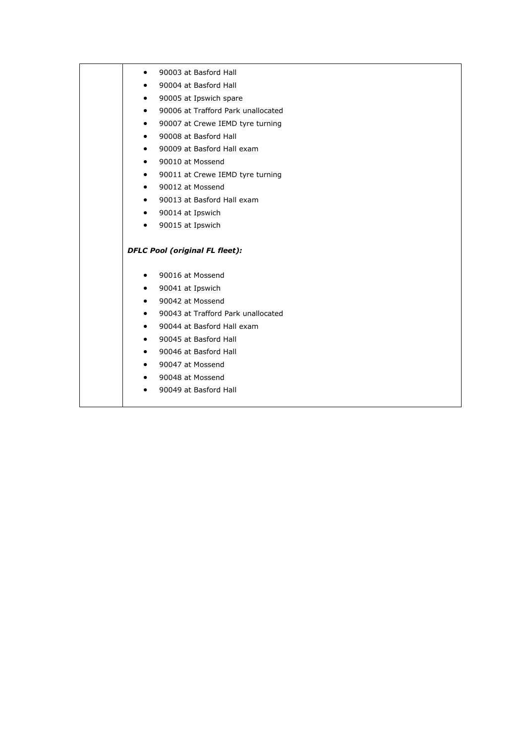| | |
|---|---|
| | - 90003 at Basford Hall<br>- 90004 at Basford Hall<br>- 90005 at Ipswich spare<br>- 90006 at Trafford Park unallocated<br>- 90007 at Crewe IEMD tyre turning<br>- 90008 at Basford Hall<br>- 90009 at Basford Hall exam<br>- 90010 at Mossend<br>- 90011 at Crewe IEMD tyre turning<br>- 90012 at Mossend<br>- 90013 at Basford Hall exam<br>- 90014 at Ipswich<br>- 90015 at Ipswich<br><br>***DFLC Pool (original FL fleet):***<br><br>- 90016 at Mossend<br>- 90041 at Ipswich<br>- 90042 at Mossend<br>- 90043 at Trafford Park unallocated<br>- 90044 at Basford Hall exam<br>- 90045 at Basford Hall<br>- 90046 at Basford Hall<br>- 90047 at Mossend<br>- 90048 at Mossend<br>- 90049 at Basford Hall |